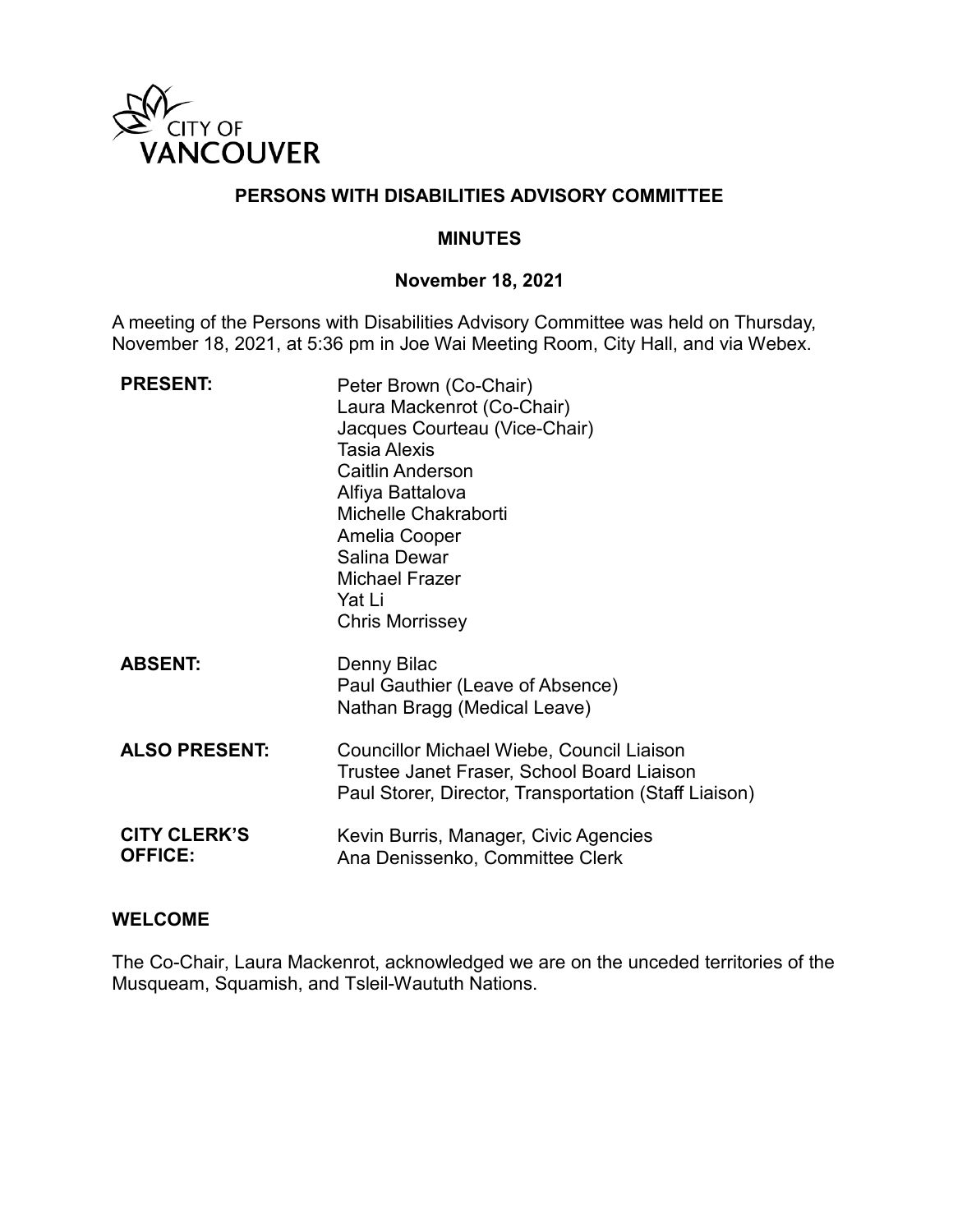# PERSONS WITH DISABILITIES ADVISORY COMMITTEE

## MINUTES

### November 18, 2021

A meeting of the Persons with Disabilities Advisory Committee was held on Thursday, November 18, 2021, at 5:36 pm in Joe Wai Meeting Room, City Hall, and via Webex.

**PRESENT:**
Peter Brown (Co-Chair)
Laura Mackenrot (Co-Chair)
Jacques Courteau (Vice-Chair)
Tasia Alexis
Caitlin Anderson
Alfiya Battalova
Michelle Chakraborti
Amelia Cooper
Salina Dewar
Michael Frazer
Yat Li
Chris Morrissey

**ABSENT:**
Denny Bilac
Paul Gauthier (Leave of Absence)
Nathan Bragg (Medical Leave)

**ALSO PRESENT:**
Councillor Michael Wiebe, Council Liaison
Trustee Janet Fraser, School Board Liaison
Paul Storer, Director, Transportation (Staff Liaison)

**CITY CLERK'S OFFICE:**
Kevin Burris, Manager, Civic Agencies
Ana Denissenko, Committee Clerk

## WELCOME

The Co-Chair, Laura Mackenrot, acknowledged we are on the unceded territories of the Musqueam, Squamish, and Tsleil-Waututh Nations.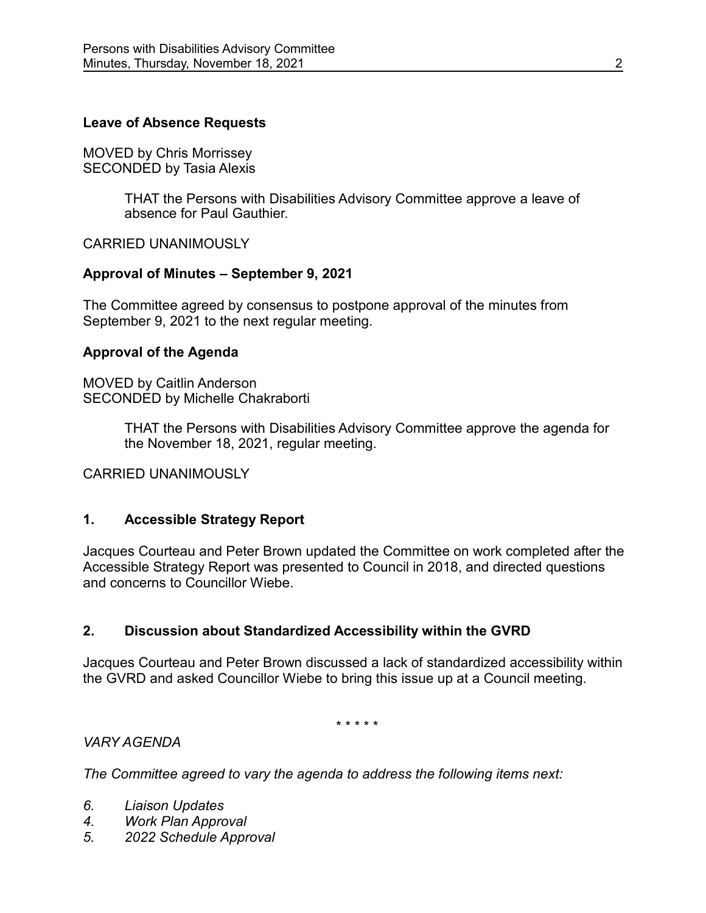**Leave of Absence Requests**

MOVED by Chris Morrissey
SECONDED by Tasia Alexis

> THAT the Persons with Disabilities Advisory Committee approve a leave of absence for Paul Gauthier.

CARRIED UNANIMOUSLY

**Approval of Minutes – September 9, 2021**

The Committee agreed by consensus to postpone approval of the minutes from September 9, 2021 to the next regular meeting.

**Approval of the Agenda**

MOVED by Caitlin Anderson
SECONDED by Michelle Chakraborti

> THAT the Persons with Disabilities Advisory Committee approve the agenda for the November 18, 2021, regular meeting.

CARRIED UNANIMOUSLY

## 1. Accessible Strategy Report

Jacques Courteau and Peter Brown updated the Committee on work completed after the Accessible Strategy Report was presented to Council in 2018, and directed questions and concerns to Councillor Wiebe.

## 2. Discussion about Standardized Accessibility within the GVRD

Jacques Courteau and Peter Brown discussed a lack of standardized accessibility within the GVRD and asked Councillor Wiebe to bring this issue up at a Council meeting.

\* \* \* \* \*

*VARY AGENDA*

*The Committee agreed to vary the agenda to address the following items next:*

*6. Liaison Updates*
*4. Work Plan Approval*
*5. 2022 Schedule Approval*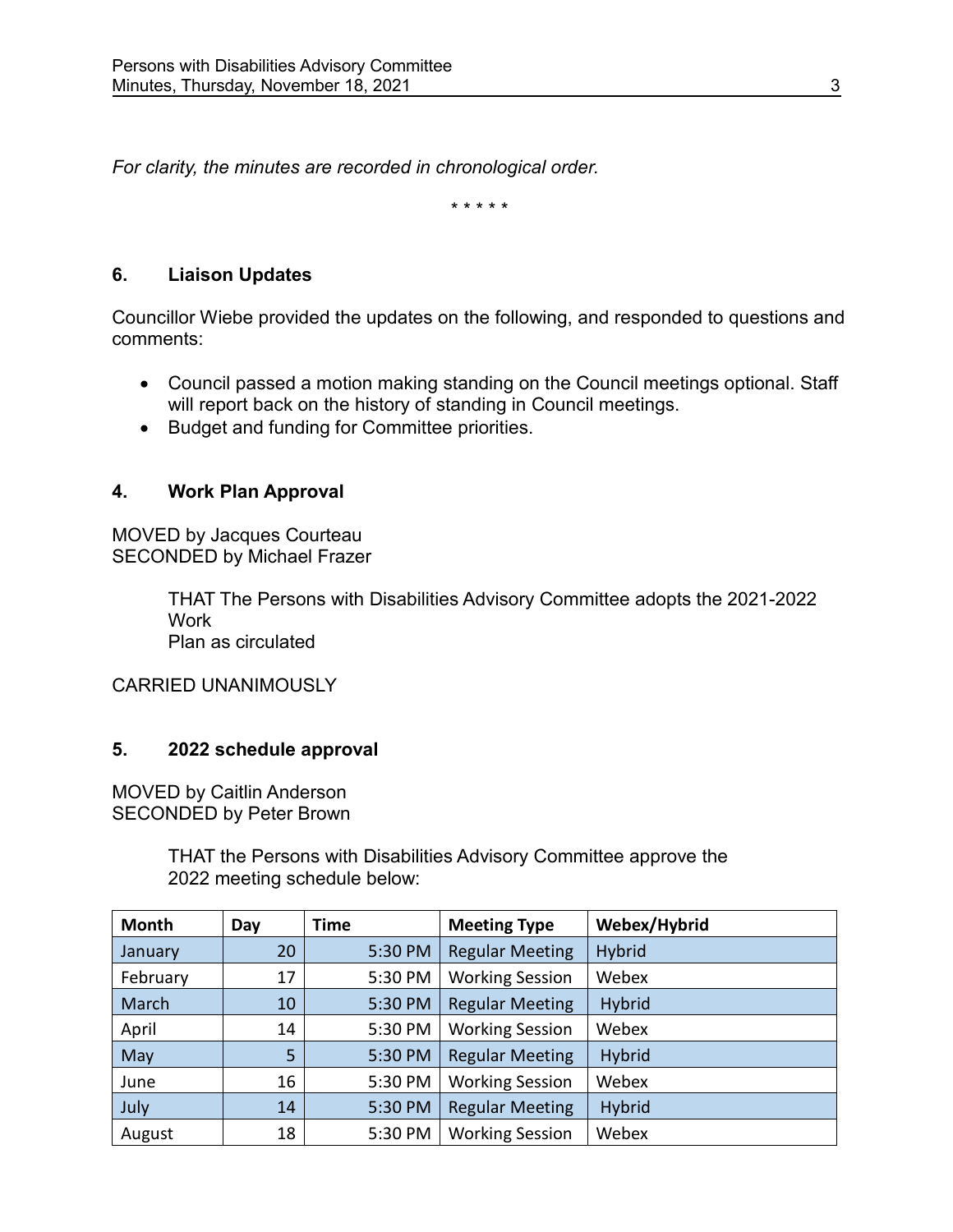*For clarity, the minutes are recorded in chronological order.*

\* \* \* \* \*

## 6. Liaison Updates

Councillor Wiebe provided the updates on the following, and responded to questions and comments:

- Council passed a motion making standing on the Council meetings optional. Staff will report back on the history of standing in Council meetings.
- Budget and funding for Committee priorities.

## 4. Work Plan Approval

MOVED by Jacques Courteau
SECONDED by Michael Frazer

> THAT The Persons with Disabilities Advisory Committee adopts the 2021-2022 Work
> Plan as circulated

CARRIED UNANIMOUSLY

## 5. 2022 schedule approval

MOVED by Caitlin Anderson
SECONDED by Peter Brown

> THAT the Persons with Disabilities Advisory Committee approve the 2022 meeting schedule below:

| Month | Day | Time | Meeting Type | Webex/Hybrid |
| --- | --- | --- | --- | --- |
| January | 20 | 5:30 PM | Regular Meeting | Hybrid |
| February | 17 | 5:30 PM | Working Session | Webex |
| March | 10 | 5:30 PM | Regular Meeting | Hybrid |
| April | 14 | 5:30 PM | Working Session | Webex |
| May | 5 | 5:30 PM | Regular Meeting | Hybrid |
| June | 16 | 5:30 PM | Working Session | Webex |
| July | 14 | 5:30 PM | Regular Meeting | Hybrid |
| August | 18 | 5:30 PM | Working Session | Webex |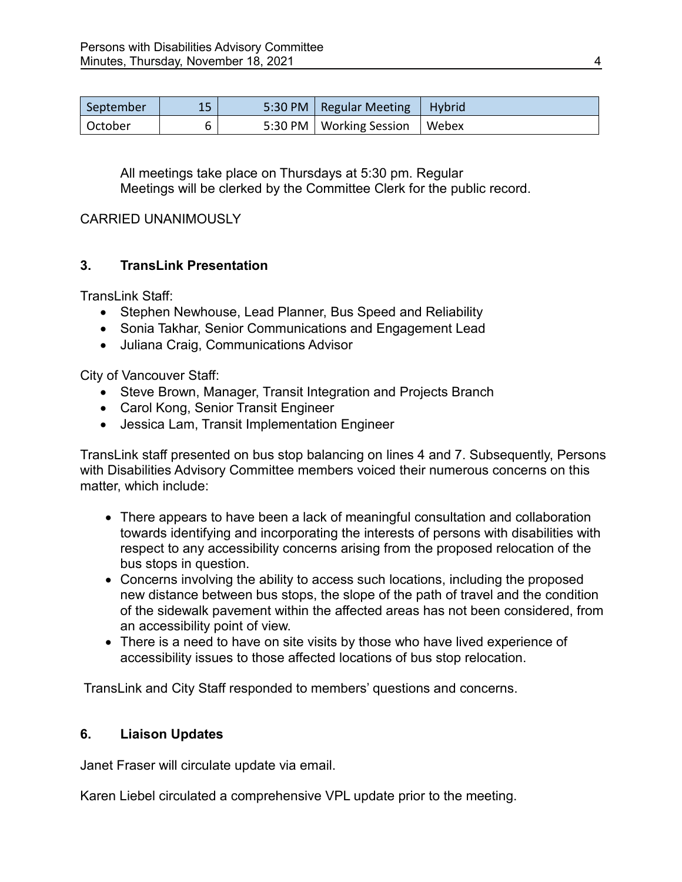| September | 15 | 5:30 PM | Regular Meeting | Hybrid |
| --- | --- | --- | --- | --- |
| October | 6 | 5:30 PM | Working Session | Webex |

All meetings take place on Thursdays at 5:30 pm. Regular Meetings will be clerked by the Committee Clerk for the public record.

CARRIED UNANIMOUSLY

### 3. TransLink Presentation

TransLink Staff:

- Stephen Newhouse, Lead Planner, Bus Speed and Reliability
- Sonia Takhar, Senior Communications and Engagement Lead
- Juliana Craig, Communications Advisor

City of Vancouver Staff:

- Steve Brown, Manager, Transit Integration and Projects Branch
- Carol Kong, Senior Transit Engineer
- Jessica Lam, Transit Implementation Engineer

TransLink staff presented on bus stop balancing on lines 4 and 7. Subsequently, Persons with Disabilities Advisory Committee members voiced their numerous concerns on this matter, which include:

- There appears to have been a lack of meaningful consultation and collaboration towards identifying and incorporating the interests of persons with disabilities with respect to any accessibility concerns arising from the proposed relocation of the bus stops in question.
- Concerns involving the ability to access such locations, including the proposed new distance between bus stops, the slope of the path of travel and the condition of the sidewalk pavement within the affected areas has not been considered, from an accessibility point of view.
- There is a need to have on site visits by those who have lived experience of accessibility issues to those affected locations of bus stop relocation.

TransLink and City Staff responded to members' questions and concerns.

### 6. Liaison Updates

Janet Fraser will circulate update via email.

Karen Liebel circulated a comprehensive VPL update prior to the meeting.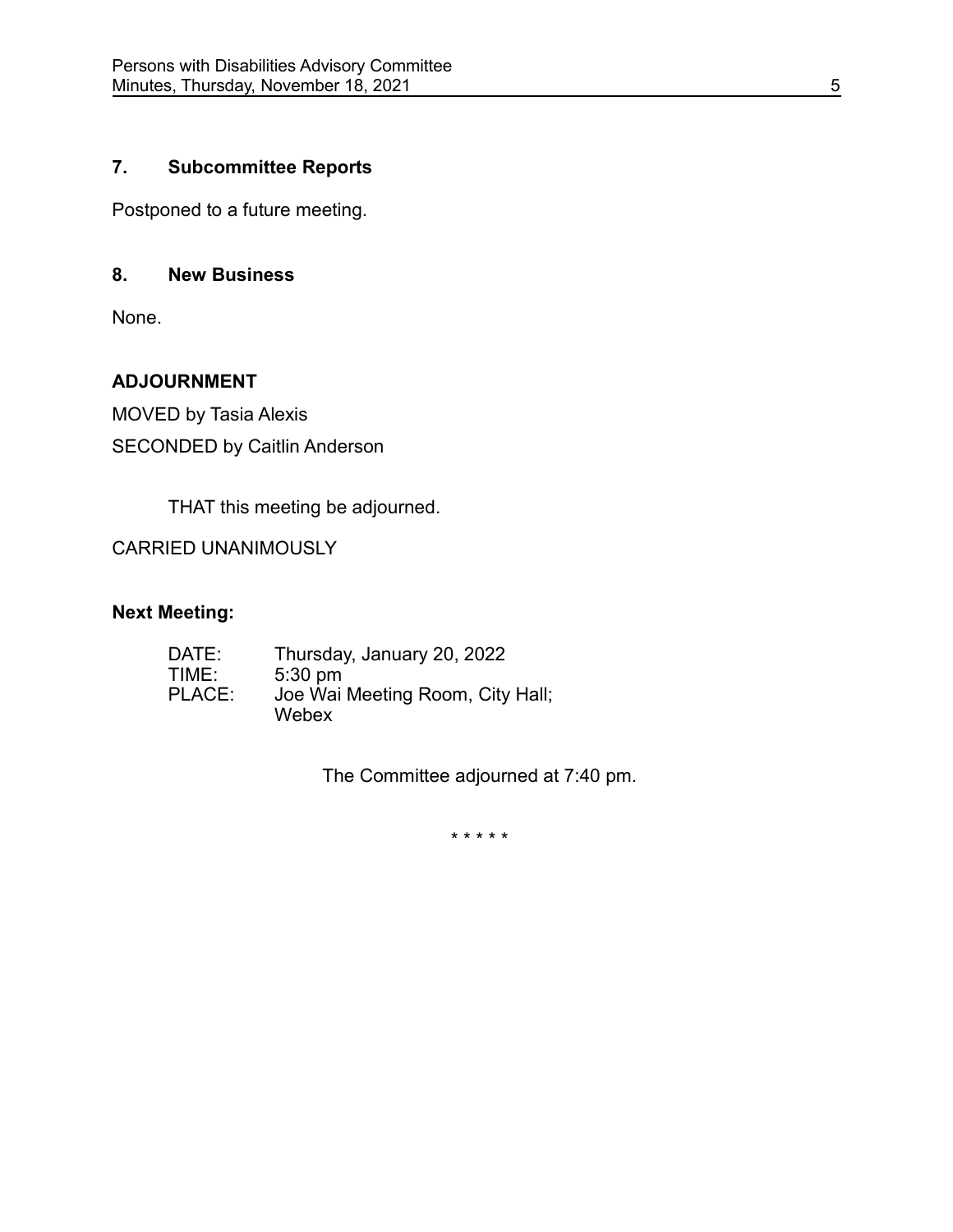## 7. Subcommittee Reports

Postponed to a future meeting.

## 8. New Business

None.

## ADJOURNMENT

MOVED by Tasia Alexis
SECONDED by Caitlin Anderson

THAT this meeting be adjourned.

CARRIED UNANIMOUSLY

**Next Meeting:**

DATE: Thursday, January 20, 2022
TIME: 5:30 pm
PLACE: Joe Wai Meeting Room, City Hall; Webex

The Committee adjourned at 7:40 pm.

\* \* \* \* \*